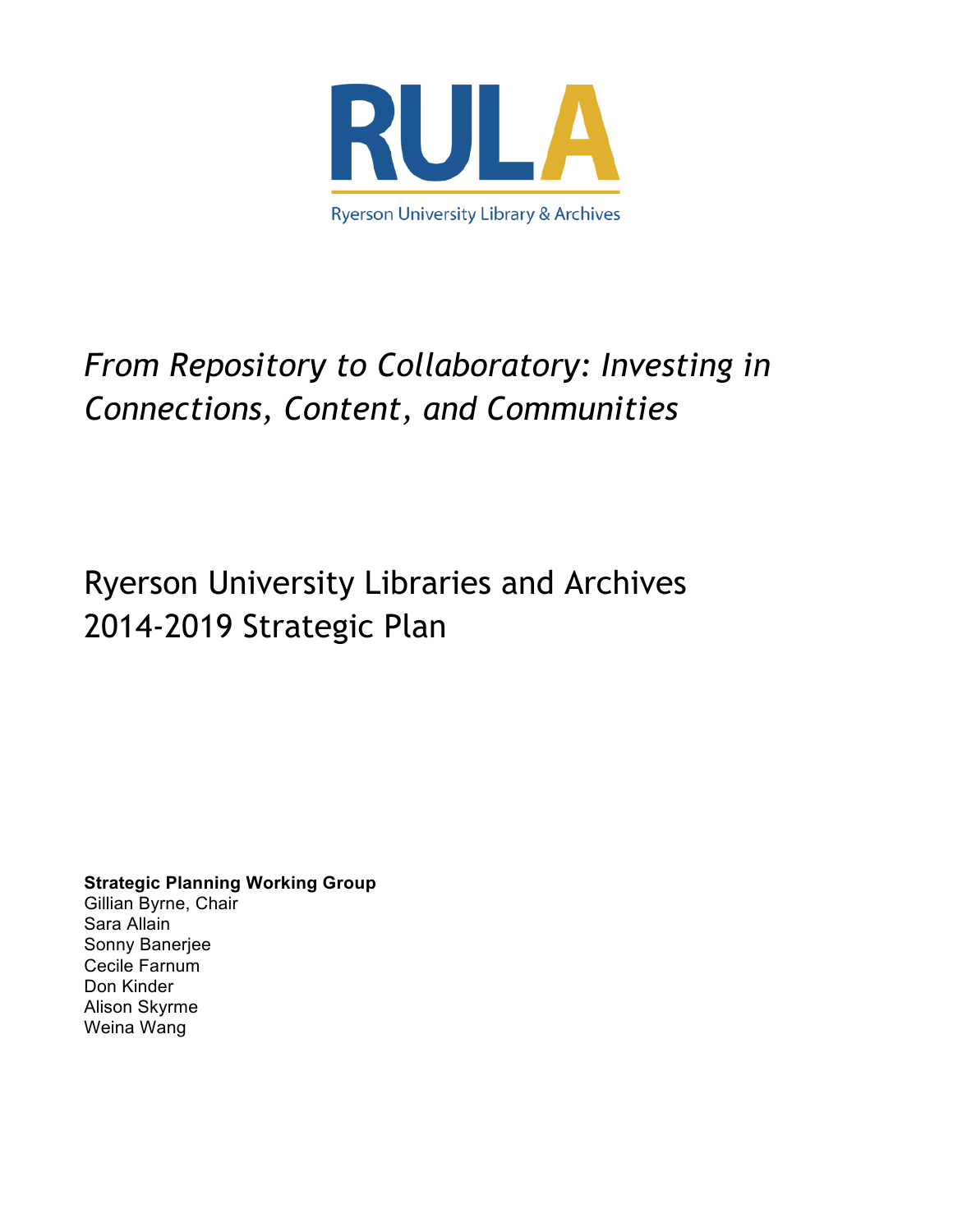RULA

Ryerson University Library & Archives

# *From Repository to Collaboratory: Investing in Connections, Content, and Communities*

## Ryerson University Libraries and Archives 2014-2019 Strategic Plan

**Strategic Planning Working Group**
Gillian Byrne, Chair
Sara Allain
Sonny Banerjee
Cecile Farnum
Don Kinder
Alison Skyrme
Weina Wang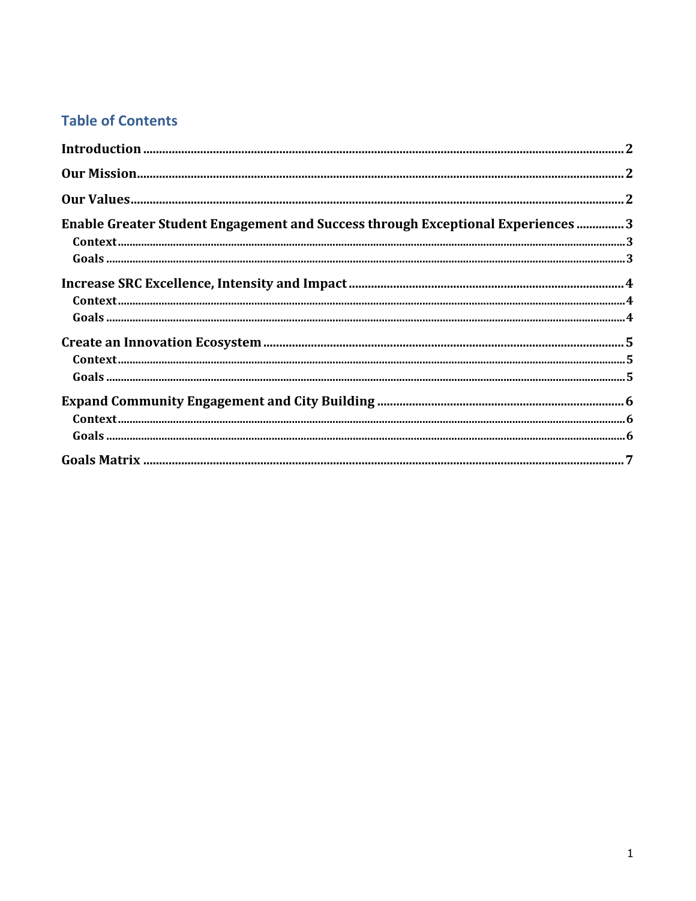## Table of Contents

Introduction ..... 2

Our Mission ..... 2

Our Values ..... 2

Enable Greater Student Engagement and Success through Exceptional Experiences ..... 3
- Context ..... 3
- Goals ..... 3

Increase SRC Excellence, Intensity and Impact ..... 4
- Context ..... 4
- Goals ..... 4

Create an Innovation Ecosystem ..... 5
- Context ..... 5
- Goals ..... 5

Expand Community Engagement and City Building ..... 6
- Context ..... 6
- Goals ..... 6

Goals Matrix ..... 7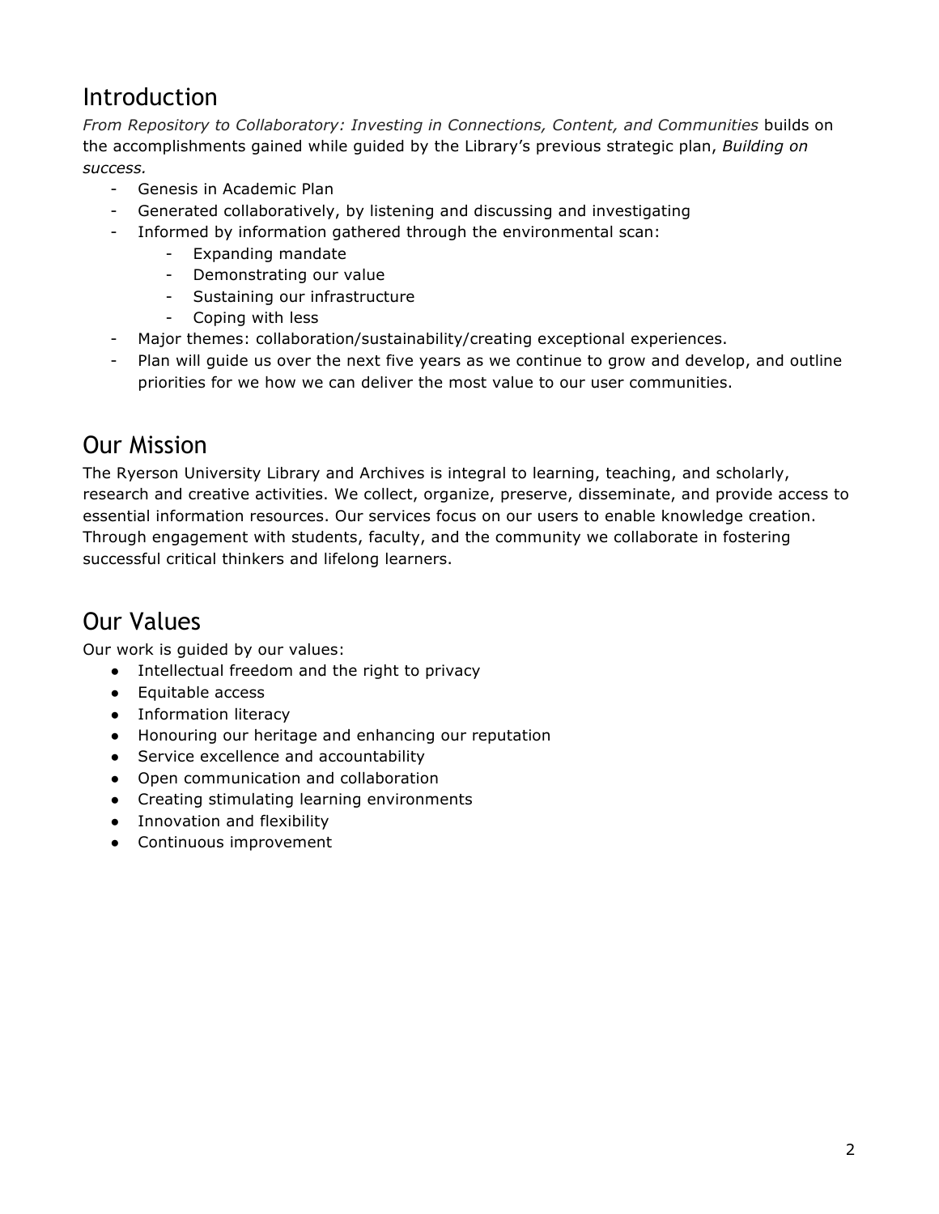## Introduction

*From Repository to Collaboratory: Investing in Connections, Content, and Communities* builds on the accomplishments gained while guided by the Library's previous strategic plan, *Building on success.*

- Genesis in Academic Plan
- Generated collaboratively, by listening and discussing and investigating
- Informed by information gathered through the environmental scan:
    - Expanding mandate
    - Demonstrating our value
    - Sustaining our infrastructure
    - Coping with less
- Major themes: collaboration/sustainability/creating exceptional experiences.
- Plan will guide us over the next five years as we continue to grow and develop, and outline priorities for we how we can deliver the most value to our user communities.

## Our Mission

The Ryerson University Library and Archives is integral to learning, teaching, and scholarly, research and creative activities. We collect, organize, preserve, disseminate, and provide access to essential information resources. Our services focus on our users to enable knowledge creation. Through engagement with students, faculty, and the community we collaborate in fostering successful critical thinkers and lifelong learners.

## Our Values

Our work is guided by our values:

- Intellectual freedom and the right to privacy
- Equitable access
- Information literacy
- Honouring our heritage and enhancing our reputation
- Service excellence and accountability
- Open communication and collaboration
- Creating stimulating learning environments
- Innovation and flexibility
- Continuous improvement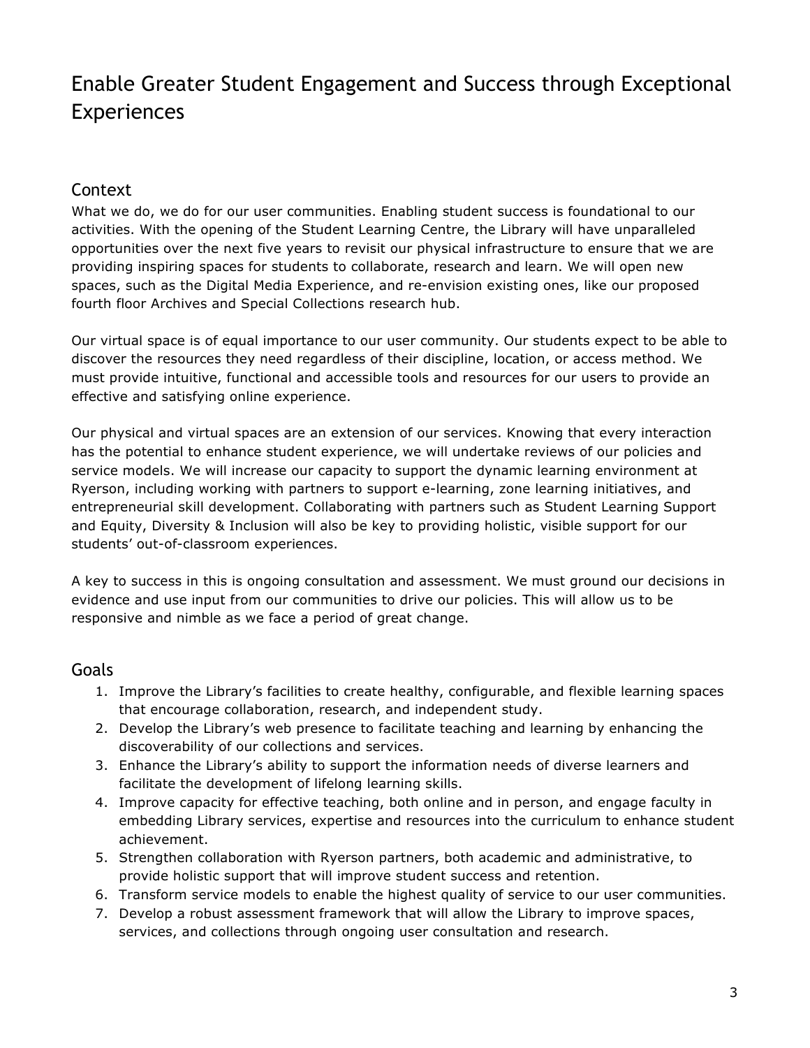# Enable Greater Student Engagement and Success through Exceptional Experiences

## Context

What we do, we do for our user communities. Enabling student success is foundational to our activities. With the opening of the Student Learning Centre, the Library will have unparalleled opportunities over the next five years to revisit our physical infrastructure to ensure that we are providing inspiring spaces for students to collaborate, research and learn. We will open new spaces, such as the Digital Media Experience, and re-envision existing ones, like our proposed fourth floor Archives and Special Collections research hub.

Our virtual space is of equal importance to our user community. Our students expect to be able to discover the resources they need regardless of their discipline, location, or access method. We must provide intuitive, functional and accessible tools and resources for our users to provide an effective and satisfying online experience.

Our physical and virtual spaces are an extension of our services. Knowing that every interaction has the potential to enhance student experience, we will undertake reviews of our policies and service models. We will increase our capacity to support the dynamic learning environment at Ryerson, including working with partners to support e-learning, zone learning initiatives, and entrepreneurial skill development. Collaborating with partners such as Student Learning Support and Equity, Diversity & Inclusion will also be key to providing holistic, visible support for our students' out-of-classroom experiences.

A key to success in this is ongoing consultation and assessment. We must ground our decisions in evidence and use input from our communities to drive our policies. This will allow us to be responsive and nimble as we face a period of great change.

## Goals

1. Improve the Library's facilities to create healthy, configurable, and flexible learning spaces that encourage collaboration, research, and independent study.
2. Develop the Library's web presence to facilitate teaching and learning by enhancing the discoverability of our collections and services.
3. Enhance the Library's ability to support the information needs of diverse learners and facilitate the development of lifelong learning skills.
4. Improve capacity for effective teaching, both online and in person, and engage faculty in embedding Library services, expertise and resources into the curriculum to enhance student achievement.
5. Strengthen collaboration with Ryerson partners, both academic and administrative, to provide holistic support that will improve student success and retention.
6. Transform service models to enable the highest quality of service to our user communities.
7. Develop a robust assessment framework that will allow the Library to improve spaces, services, and collections through ongoing user consultation and research.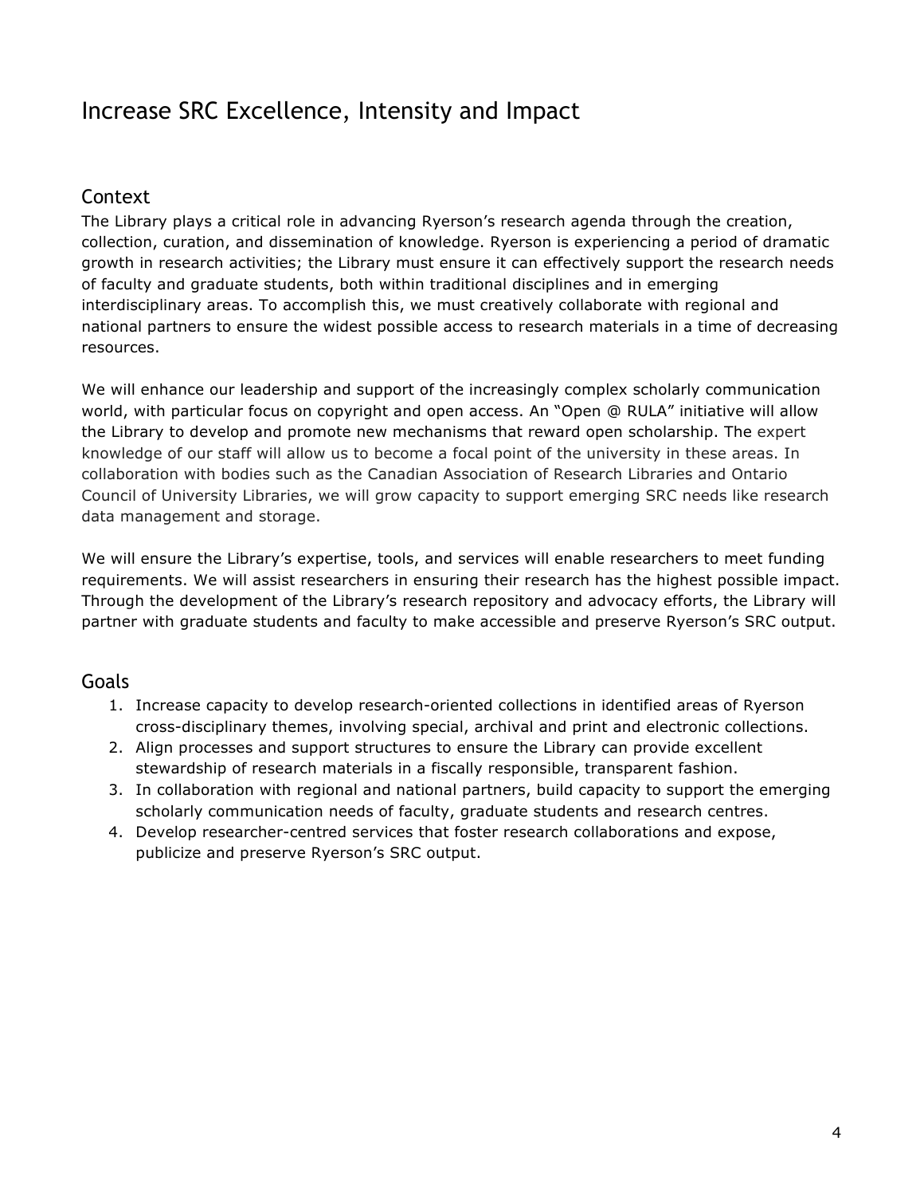# Increase SRC Excellence, Intensity and Impact

## Context

The Library plays a critical role in advancing Ryerson's research agenda through the creation, collection, curation, and dissemination of knowledge. Ryerson is experiencing a period of dramatic growth in research activities; the Library must ensure it can effectively support the research needs of faculty and graduate students, both within traditional disciplines and in emerging interdisciplinary areas. To accomplish this, we must creatively collaborate with regional and national partners to ensure the widest possible access to research materials in a time of decreasing resources.

We will enhance our leadership and support of the increasingly complex scholarly communication world, with particular focus on copyright and open access. An "Open @ RULA" initiative will allow the Library to develop and promote new mechanisms that reward open scholarship. The expert knowledge of our staff will allow us to become a focal point of the university in these areas. In collaboration with bodies such as the Canadian Association of Research Libraries and Ontario Council of University Libraries, we will grow capacity to support emerging SRC needs like research data management and storage.

We will ensure the Library's expertise, tools, and services will enable researchers to meet funding requirements. We will assist researchers in ensuring their research has the highest possible impact. Through the development of the Library's research repository and advocacy efforts, the Library will partner with graduate students and faculty to make accessible and preserve Ryerson's SRC output.

## Goals

1. Increase capacity to develop research-oriented collections in identified areas of Ryerson cross-disciplinary themes, involving special, archival and print and electronic collections.
2. Align processes and support structures to ensure the Library can provide excellent stewardship of research materials in a fiscally responsible, transparent fashion.
3. In collaboration with regional and national partners, build capacity to support the emerging scholarly communication needs of faculty, graduate students and research centres.
4. Develop researcher-centred services that foster research collaborations and expose, publicize and preserve Ryerson's SRC output.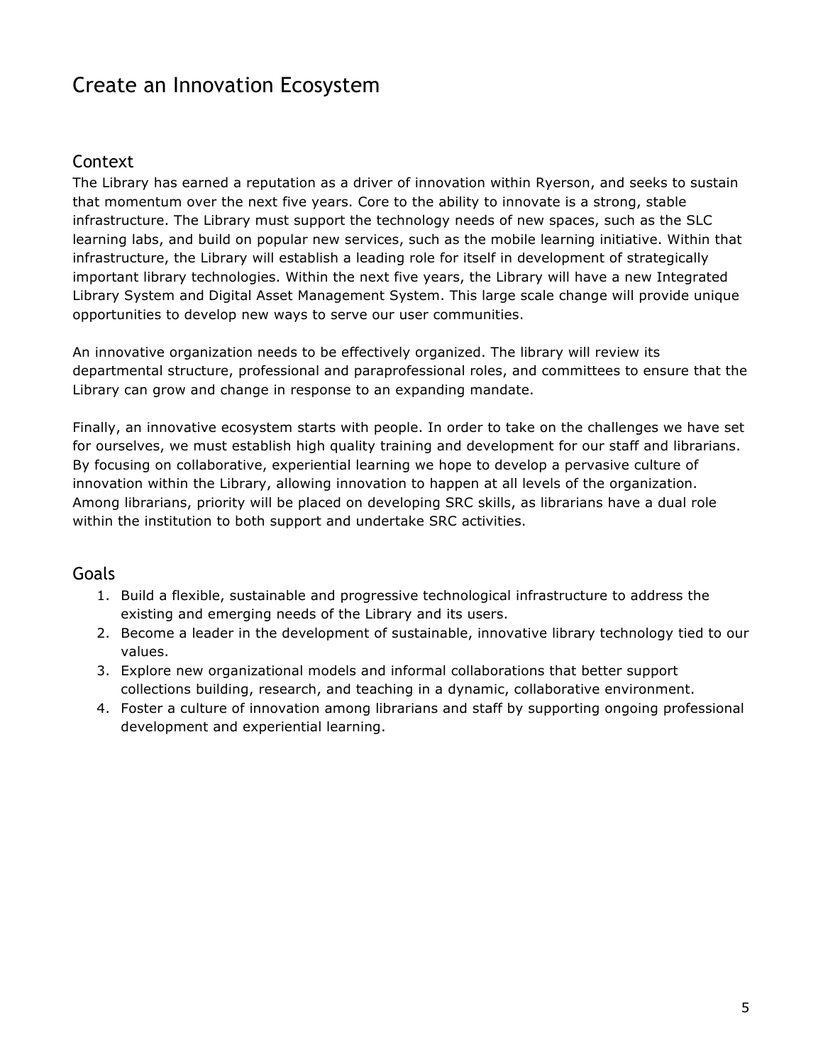# Create an Innovation Ecosystem

## Context

The Library has earned a reputation as a driver of innovation within Ryerson, and seeks to sustain that momentum over the next five years. Core to the ability to innovate is a strong, stable infrastructure. The Library must support the technology needs of new spaces, such as the SLC learning labs, and build on popular new services, such as the mobile learning initiative. Within that infrastructure, the Library will establish a leading role for itself in development of strategically important library technologies. Within the next five years, the Library will have a new Integrated Library System and Digital Asset Management System. This large scale change will provide unique opportunities to develop new ways to serve our user communities.

An innovative organization needs to be effectively organized. The library will review its departmental structure, professional and paraprofessional roles, and committees to ensure that the Library can grow and change in response to an expanding mandate.

Finally, an innovative ecosystem starts with people. In order to take on the challenges we have set for ourselves, we must establish high quality training and development for our staff and librarians. By focusing on collaborative, experiential learning we hope to develop a pervasive culture of innovation within the Library, allowing innovation to happen at all levels of the organization. Among librarians, priority will be placed on developing SRC skills, as librarians have a dual role within the institution to both support and undertake SRC activities.

## Goals

1. Build a flexible, sustainable and progressive technological infrastructure to address the existing and emerging needs of the Library and its users.
2. Become a leader in the development of sustainable, innovative library technology tied to our values.
3. Explore new organizational models and informal collaborations that better support collections building, research, and teaching in a dynamic, collaborative environment.
4. Foster a culture of innovation among librarians and staff by supporting ongoing professional development and experiential learning.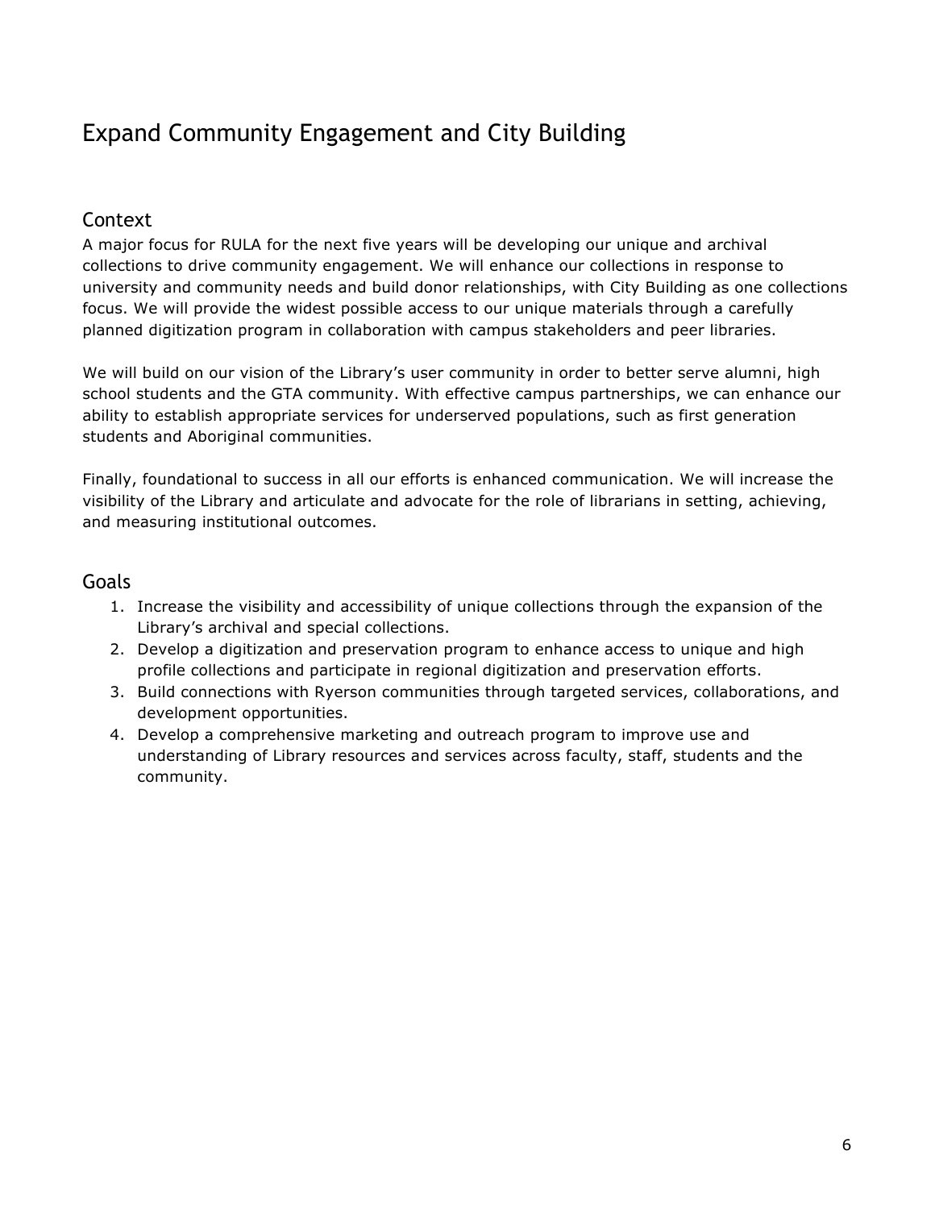# Expand Community Engagement and City Building

## Context

A major focus for RULA for the next five years will be developing our unique and archival collections to drive community engagement. We will enhance our collections in response to university and community needs and build donor relationships, with City Building as one collections focus. We will provide the widest possible access to our unique materials through a carefully planned digitization program in collaboration with campus stakeholders and peer libraries.

We will build on our vision of the Library's user community in order to better serve alumni, high school students and the GTA community. With effective campus partnerships, we can enhance our ability to establish appropriate services for underserved populations, such as first generation students and Aboriginal communities.

Finally, foundational to success in all our efforts is enhanced communication. We will increase the visibility of the Library and articulate and advocate for the role of librarians in setting, achieving, and measuring institutional outcomes.

## Goals

1. Increase the visibility and accessibility of unique collections through the expansion of the Library's archival and special collections.
2. Develop a digitization and preservation program to enhance access to unique and high profile collections and participate in regional digitization and preservation efforts.
3. Build connections with Ryerson communities through targeted services, collaborations, and development opportunities.
4. Develop a comprehensive marketing and outreach program to improve use and understanding of Library resources and services across faculty, staff, students and the community.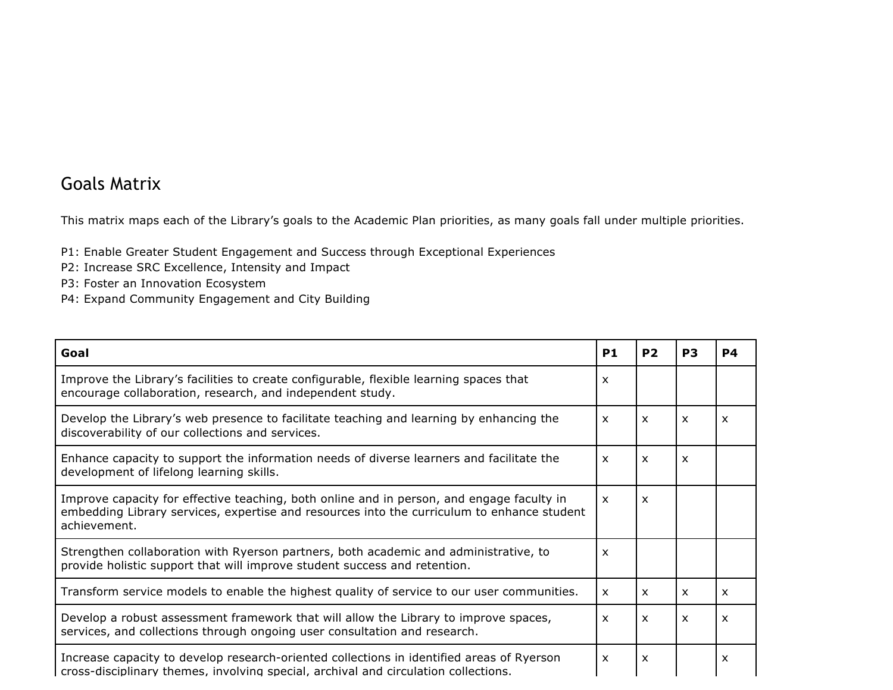## Goals Matrix

This matrix maps each of the Library's goals to the Academic Plan priorities, as many goals fall under multiple priorities.

P1: Enable Greater Student Engagement and Success through Exceptional Experiences
P2: Increase SRC Excellence, Intensity and Impact
P3: Foster an Innovation Ecosystem
P4: Expand Community Engagement and City Building

| Goal | P1 | P2 | P3 | P4 |
|---|---|---|---|---|
| Improve the Library's facilities to create configurable, flexible learning spaces that encourage collaboration, research, and independent study. | x | | | |
| Develop the Library's web presence to facilitate teaching and learning by enhancing the discoverability of our collections and services. | x | x | x | x |
| Enhance capacity to support the information needs of diverse learners and facilitate the development of lifelong learning skills. | x | x | x | |
| Improve capacity for effective teaching, both online and in person, and engage faculty in embedding Library services, expertise and resources into the curriculum to enhance student achievement. | x | x | | |
| Strengthen collaboration with Ryerson partners, both academic and administrative, to provide holistic support that will improve student success and retention. | x | | | |
| Transform service models to enable the highest quality of service to our user communities. | x | x | x | x |
| Develop a robust assessment framework that will allow the Library to improve spaces, services, and collections through ongoing user consultation and research. | x | x | x | x |
| Increase capacity to develop research-oriented collections in identified areas of Ryerson cross-disciplinary themes, involving special, archival and circulation collections. | x | x | | x |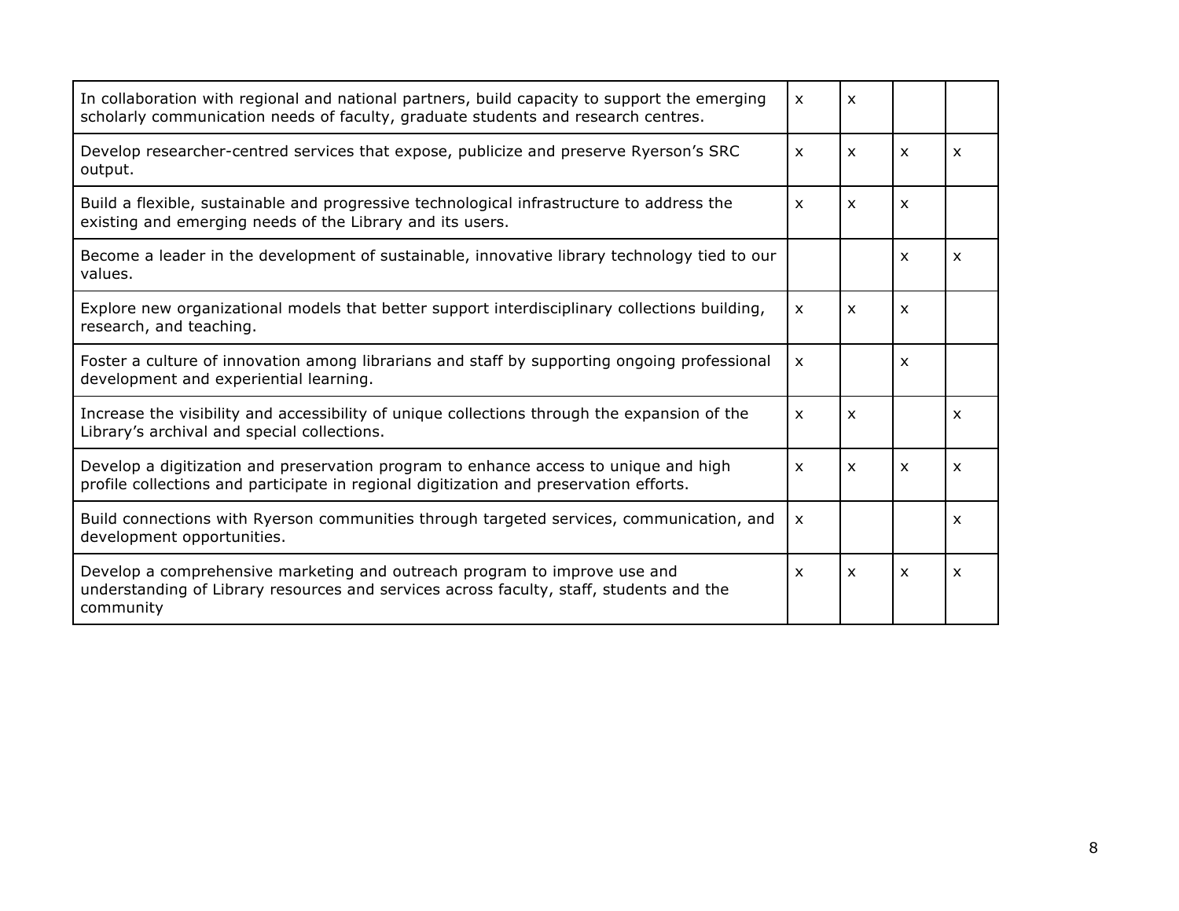| | | | | |
|---|---|---|---|---|
| In collaboration with regional and national partners, build capacity to support the emerging scholarly communication needs of faculty, graduate students and research centres. | x | x | | |
| Develop researcher-centred services that expose, publicize and preserve Ryerson's SRC output. | x | x | x | x |
| Build a flexible, sustainable and progressive technological infrastructure to address the existing and emerging needs of the Library and its users. | x | x | x | |
| Become a leader in the development of sustainable, innovative library technology tied to our values. | | | x | x |
| Explore new organizational models that better support interdisciplinary collections building, research, and teaching. | x | x | x | |
| Foster a culture of innovation among librarians and staff by supporting ongoing professional development and experiential learning. | x | | x | |
| Increase the visibility and accessibility of unique collections through the expansion of the Library's archival and special collections. | x | x | | x |
| Develop a digitization and preservation program to enhance access to unique and high profile collections and participate in regional digitization and preservation efforts. | x | x | x | x |
| Build connections with Ryerson communities through targeted services, communication, and development opportunities. | x | | | x |
| Develop a comprehensive marketing and outreach program to improve use and understanding of Library resources and services across faculty, staff, students and the community | x | x | x | x |